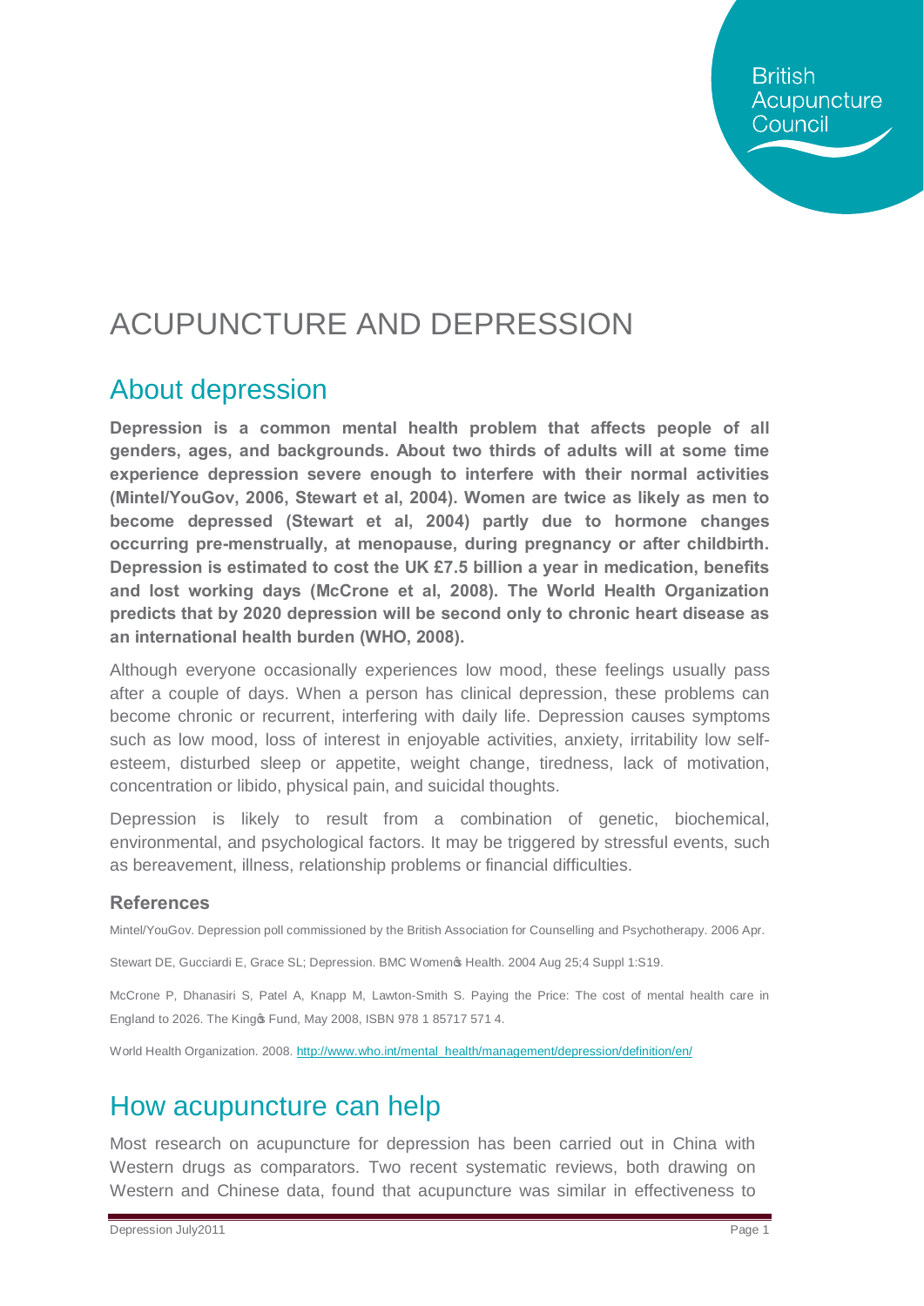British Acupuncture Council

# ACUPUNCTURE AND DEPRESSION

## About depression

**Depression is a common mental health problem that affects people of all genders, ages, and backgrounds. About two thirds of adults will at some time experience depression severe enough to interfere with their normal activities (Mintel/YouGov, 2006, Stewart et al, 2004). Women are twice as likely as men to become depressed (Stewart et al, 2004) partly due to hormone changes occurring pre-menstrually, at menopause, during pregnancy or after childbirth. Depression is estimated to cost the UK £7.5 billion a year in medication, benefits and lost working days (McCrone et al, 2008). The World Health Organization predicts that by 2020 depression will be second only to chronic heart disease as an international health burden (WHO, 2008).**

Although everyone occasionally experiences low mood, these feelings usually pass after a couple of days. When a person has clinical depression, these problems can become chronic or recurrent, interfering with daily life. Depression causes symptoms such as low mood, loss of interest in enjoyable activities, anxiety, irritability low self-esteem, disturbed sleep or appetite, weight change, tiredness, lack of motivation, concentration or libido, physical pain, and suicidal thoughts.

Depression is likely to result from a combination of genetic, biochemical, environmental, and psychological factors. It may be triggered by stressful events, such as bereavement, illness, relationship problems or financial difficulties.

### References

Mintel/YouGov. Depression poll commissioned by the British Association for Counselling and Psychotherapy. 2006 Apr.

Stewart DE, Gucciardi E, Grace SL; Depression. BMC Women's Health. 2004 Aug 25;4 Suppl 1:S19.

McCrone P, Dhanasiri S, Patel A, Knapp M, Lawton-Smith S. Paying the Price: The cost of mental health care in England to 2026. The King's Fund, May 2008, ISBN 978 1 85717 571 4.

World Health Organization. 2008. http://www.who.int/mental_health/management/depression/definition/en/

## How acupuncture can help

Most research on acupuncture for depression has been carried out in China with Western drugs as comparators. Two recent systematic reviews, both drawing on Western and Chinese data, found that acupuncture was similar in effectiveness to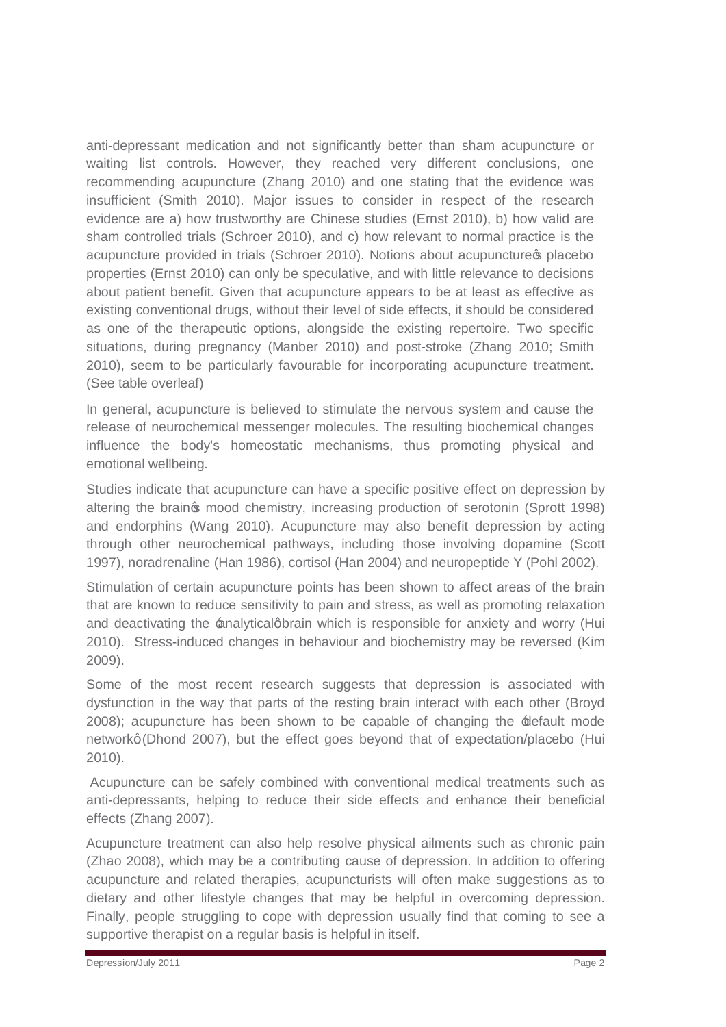anti-depressant medication and not significantly better than sham acupuncture or waiting list controls. However, they reached very different conclusions, one recommending acupuncture (Zhang 2010) and one stating that the evidence was insufficient (Smith 2010). Major issues to consider in respect of the research evidence are a) how trustworthy are Chinese studies (Ernst 2010), b) how valid are sham controlled trials (Schroer 2010), and c) how relevant to normal practice is the acupuncture provided in trials (Schroer 2010). Notions about acupuncture's placebo properties (Ernst 2010) can only be speculative, and with little relevance to decisions about patient benefit. Given that acupuncture appears to be at least as effective as existing conventional drugs, without their level of side effects, it should be considered as one of the therapeutic options, alongside the existing repertoire. Two specific situations, during pregnancy (Manber 2010) and post-stroke (Zhang 2010; Smith 2010), seem to be particularly favourable for incorporating acupuncture treatment. (See table overleaf)

In general, acupuncture is believed to stimulate the nervous system and cause the release of neurochemical messenger molecules. The resulting biochemical changes influence the body's homeostatic mechanisms, thus promoting physical and emotional wellbeing.

Studies indicate that acupuncture can have a specific positive effect on depression by altering the brain's mood chemistry, increasing production of serotonin (Sprott 1998) and endorphins (Wang 2010). Acupuncture may also benefit depression by acting through other neurochemical pathways, including those involving dopamine (Scott 1997), noradrenaline (Han 1986), cortisol (Han 2004) and neuropeptide Y (Pohl 2002).

Stimulation of certain acupuncture points has been shown to affect areas of the brain that are known to reduce sensitivity to pain and stress, as well as promoting relaxation and deactivating the 'analytical' brain which is responsible for anxiety and worry (Hui 2010). Stress-induced changes in behaviour and biochemistry may be reversed (Kim 2009).

Some of the most recent research suggests that depression is associated with dysfunction in the way that parts of the resting brain interact with each other (Broyd 2008); acupuncture has been shown to be capable of changing the 'default mode network' (Dhond 2007), but the effect goes beyond that of expectation/placebo (Hui 2010).

Acupuncture can be safely combined with conventional medical treatments such as anti-depressants, helping to reduce their side effects and enhance their beneficial effects (Zhang 2007).

Acupuncture treatment can also help resolve physical ailments such as chronic pain (Zhao 2008), which may be a contributing cause of depression. In addition to offering acupuncture and related therapies, acupuncturists will often make suggestions as to dietary and other lifestyle changes that may be helpful in overcoming depression. Finally, people struggling to cope with depression usually find that coming to see a supportive therapist on a regular basis is helpful in itself.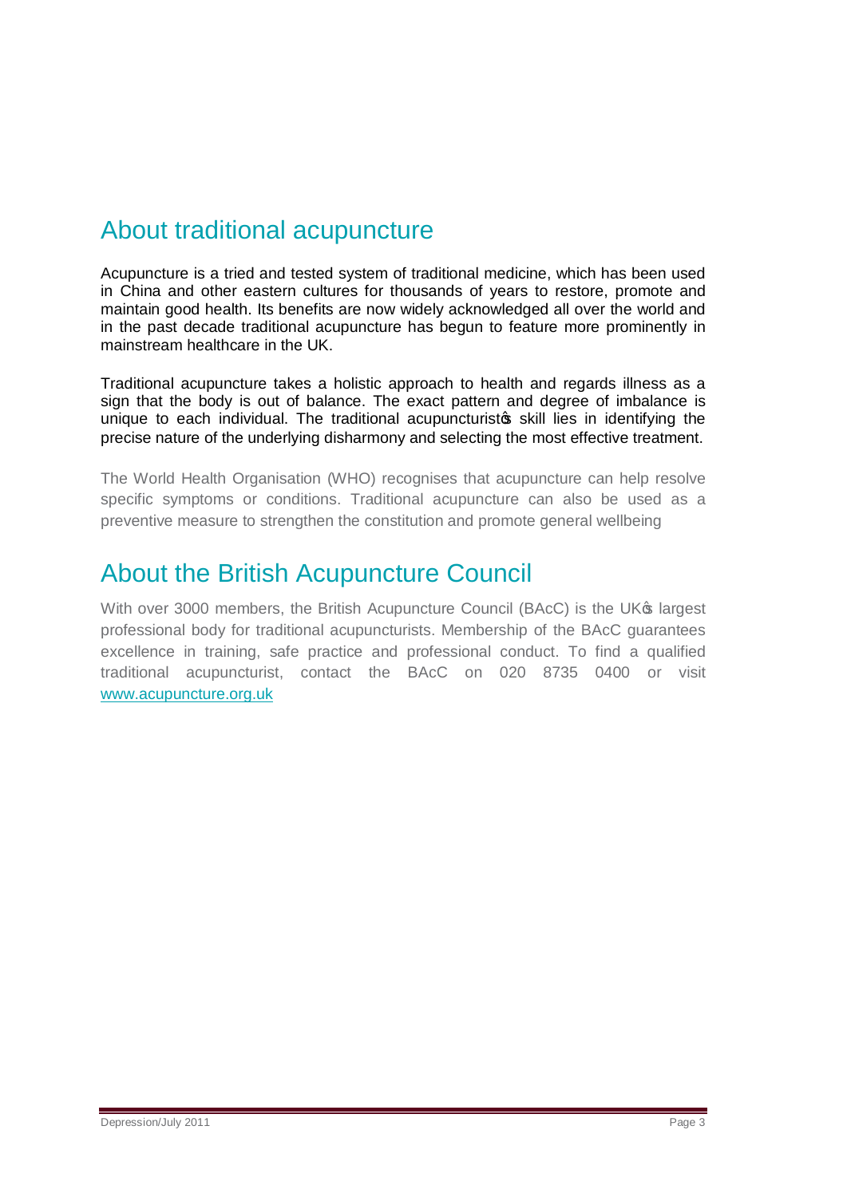## About traditional acupuncture

Acupuncture is a tried and tested system of traditional medicine, which has been used in China and other eastern cultures for thousands of years to restore, promote and maintain good health. Its benefits are now widely acknowledged all over the world and in the past decade traditional acupuncture has begun to feature more prominently in mainstream healthcare in the UK.

Traditional acupuncture takes a holistic approach to health and regards illness as a sign that the body is out of balance. The exact pattern and degree of imbalance is unique to each individual. The traditional acupuncturist's skill lies in identifying the precise nature of the underlying disharmony and selecting the most effective treatment.

The World Health Organisation (WHO) recognises that acupuncture can help resolve specific symptoms or conditions. Traditional acupuncture can also be used as a preventive measure to strengthen the constitution and promote general wellbeing

## About the British Acupuncture Council

With over 3000 members, the British Acupuncture Council (BAcC) is the UK's largest professional body for traditional acupuncturists. Membership of the BAcC guarantees excellence in training, safe practice and professional conduct. To find a qualified traditional acupuncturist, contact the BAcC on 020 8735 0400 or visit www.acupuncture.org.uk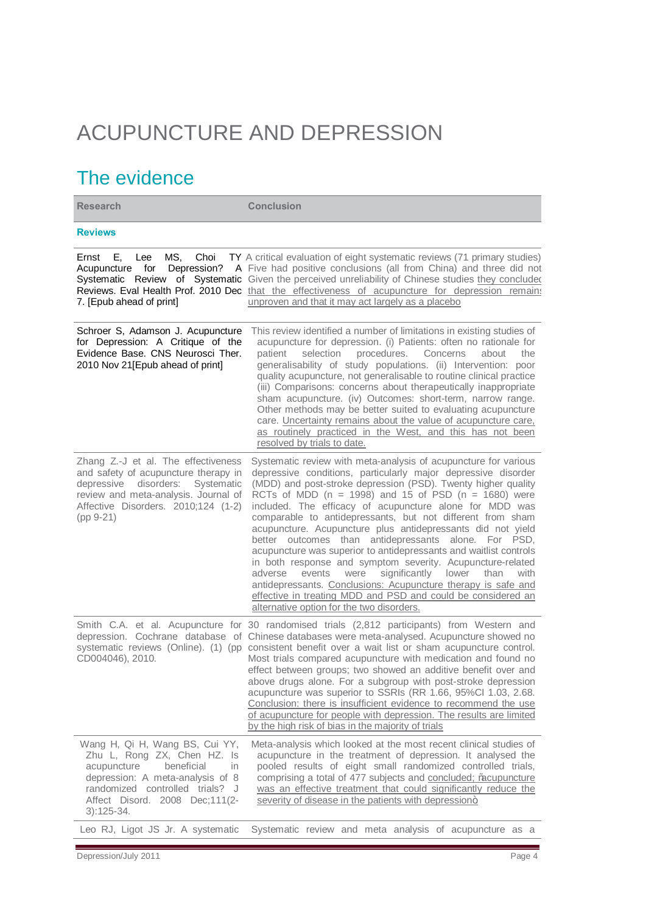# ACUPUNCTURE AND DEPRESSION

## The evidence

| Research | Conclusion |
|---|---|
| **Reviews** | |
| Ernst E, Lee MS, Choi TY Acupuncture for Depression? A Systematic Review of Systematic Reviews. Eval Health Prof. 2010 Dec 7. [Epub ahead of print] | A critical evaluation of eight systematic reviews (71 primary studies) Five had positive conclusions (all from China) and three did not Given the perceived unreliability of Chinese studies they concluded that the effectiveness of acupuncture for depression remains unproven and that it may act largely as a placebo |
| Schroer S, Adamson J. Acupuncture for Depression: A Critique of the Evidence Base. CNS Neurosci Ther. 2010 Nov 21[Epub ahead of print] | This review identified a number of limitations in existing studies of acupuncture for depression. (i) Patients: often no rationale for patient selection procedures. Concerns about the generalisability of study populations. (ii) Intervention: poor quality acupuncture, not generalisable to routine clinical practice (iii) Comparisons: concerns about therapeutically inappropriate sham acupuncture. (iv) Outcomes: short-term, narrow range. Other methods may be better suited to evaluating acupuncture care. Uncertainty remains about the value of acupuncture care, as routinely practiced in the West, and this has not been resolved by trials to date. |
| Zhang Z.-J et al. The effectiveness and safety of acupuncture therapy in depressive disorders: Systematic review and meta-analysis. Journal of Affective Disorders. 2010;124 (1-2) (pp 9-21) | Systematic review with meta-analysis of acupuncture for various depressive conditions, particularly major depressive disorder (MDD) and post-stroke depression (PSD). Twenty higher quality RCTs of MDD (n = 1998) and 15 of PSD (n = 1680) were included. The efficacy of acupuncture alone for MDD was comparable to antidepressants, but not different from sham acupuncture. Acupuncture plus antidepressants did not yield better outcomes than antidepressants alone. For PSD, acupuncture was superior to antidepressants and waitlist controls in both response and symptom severity. Acupuncture-related adverse events were significantly lower than with antidepressants. Conclusions: Acupuncture therapy is safe and effective in treating MDD and PSD and could be considered an alternative option for the two disorders. |
| Smith C.A. et al. Acupuncture for depression. Cochrane database of systematic reviews (Online). (1) (pp CD004046), 2010. | 30 randomised trials (2,812 participants) from Western and Chinese databases were meta-analysed. Acupuncture showed no consistent benefit over a wait list or sham acupuncture control. Most trials compared acupuncture with medication and found no effect between groups; two showed an additive benefit over and above drugs alone. For a subgroup with post-stroke depression acupuncture was superior to SSRIs (RR 1.66, 95%CI 1.03, 2.68. Conclusion: there is insufficient evidence to recommend the use of acupuncture for people with depression. The results are limited by the high risk of bias in the majority of trials |
| Wang H, Qi H, Wang BS, Cui YY, Zhu L, Rong ZX, Chen HZ. Is acupuncture beneficial in depression: A meta-analysis of 8 randomized controlled trials? J Affect Disord. 2008 Dec;111(2-3):125-34. | Meta-analysis which looked at the most recent clinical studies of acupuncture in the treatment of depression. It analysed the pooled results of eight small randomized controlled trials, comprising a total of 477 subjects and concluded; "acupuncture was an effective treatment that could significantly reduce the severity of disease in the patients with depression" |
| Leo RJ, Ligot JS Jr. A systematic | Systematic review and meta analysis of acupuncture as a |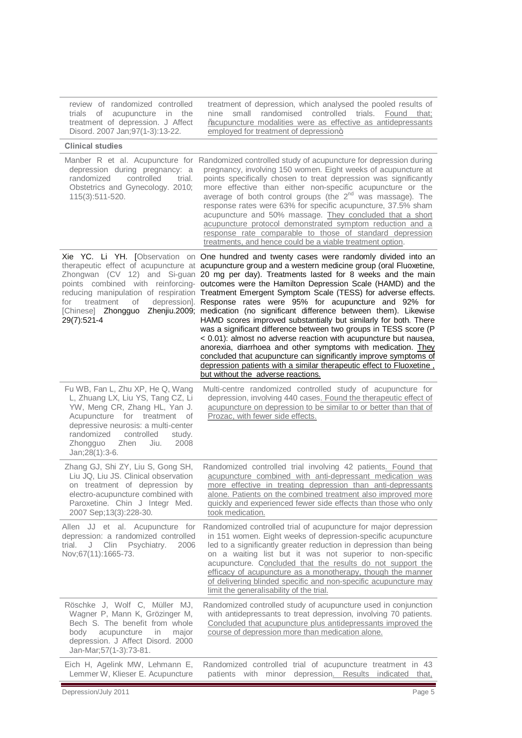| | |
|---|---|
| review of randomized controlled trials of acupuncture in the treatment of depression. J Affect Disord. 2007 Jan;97(1-3):13-22. | treatment of depression, which analysed the pooled results of nine small randomised controlled trials. Found that; ñacupuncture modalities were as effective as antidepressants employed for treatment of depressionò |
| **Clinical studies** | |
| Manber R et al. Acupuncture for depression during pregnancy: a randomized controlled trial. Obstetrics and Gynecology. 2010; 115(3):511-520. | Randomized controlled study of acupuncture for depression during pregnancy, involving 150 women. Eight weeks of acupuncture at points specifically chosen to treat depression was significantly more effective than either non-specific acupuncture or the average of both control groups (the 2nd was massage). The response rates were 63% for specific acupuncture, 37.5% sham acupuncture and 50% massage. They concluded that a short acupuncture protocol demonstrated symptom reduction and a response rate comparable to those of standard depression treatments, and hence could be a viable treatment option. |
| Xie YC. Li YH. [Observation on therapeutic effect of acupuncture at Zhongwan (CV 12) and Si-guan points combined with reinforcing-reducing manipulation of respiration for treatment of depression]. [Chinese] Zhongguo Zhenjiu.2009; 29(7):521-4 | One hundred and twenty cases were randomly divided into an acupuncture group and a western medicine group (oral Fluoxetine, 20 mg per day). Treatments lasted for 8 weeks and the main outcomes were the Hamilton Depression Scale (HAMD) and the Treatment Emergent Symptom Scale (TESS) for adverse effects. Response rates were 95% for acupuncture and 92% for medication (no significant difference between them). Likewise HAMD scores improved substantially but similarly for both. There was a significant difference between two groups in TESS score ($P < 0.01$): almost no adverse reaction with acupuncture but nausea, anorexia, diarrhoea and other symptoms with medication. They concluded that acupuncture can significantly improve symptoms of depression patients with a similar therapeutic effect to Fluoxetine , but without the adverse reactions. |
| Fu WB, Fan L, Zhu XP, He Q, Wang L, Zhuang LX, Liu YS, Tang CZ, Li YW, Meng CR, Zhang HL, Yan J. Acupuncture for treatment of depressive neurosis: a multi-center randomized controlled study. Zhongguo Zhen Jiu. 2008 Jan;28(1):3-6. | Multi-centre randomized controlled study of acupuncture for depression, involving 440 cases. Found the therapeutic effect of acupuncture on depression to be similar to or better than that of Prozac, with fewer side effects. |
| Zhang GJ, Shi ZY, Liu S, Gong SH, Liu JQ, Liu JS. Clinical observation on treatment of depression by electro-acupuncture combined with Paroxetine. Chin J Integr Med. 2007 Sep;13(3):228-30. | Randomized controlled trial involving 42 patients. Found that acupuncture combined with anti-depressant medication was more effective in treating depression than anti-depressants alone. Patients on the combined treatment also improved more quickly and experienced fewer side effects than those who only took medication. |
| Allen JJ et al. Acupuncture for depression: a randomized controlled trial. J Clin Psychiatry. 2006 Nov;67(11):1665-73. | Randomized controlled trial of acupuncture for major depression in 151 women. Eight weeks of depression-specific acupuncture led to a significantly greater reduction in depression than being on a waiting list but it was not superior to non-specific acupuncture. Concluded that the results do not support the efficacy of acupuncture as a monotherapy, though the manner of delivering blinded specific and non-specific acupuncture may limit the generalisability of the trial. |
| Röschke J, Wolf C, Müller MJ, Wagner P, Mann K, Grözinger M, Bech S. The benefit from whole body acupuncture in major depression. J Affect Disord. 2000 Jan-Mar;57(1-3):73-81. | Randomized controlled study of acupuncture used in conjunction with antidepressants to treat depression, involving 70 patients. Concluded that acupuncture plus antidepressants improved the course of depression more than medication alone. |
| Eich H, Agelink MW, Lehmann E, Lemmer W, Klieser E. Acupuncture | Randomized controlled trial of acupuncture treatment in 43 patients with minor depression. Results indicated that, |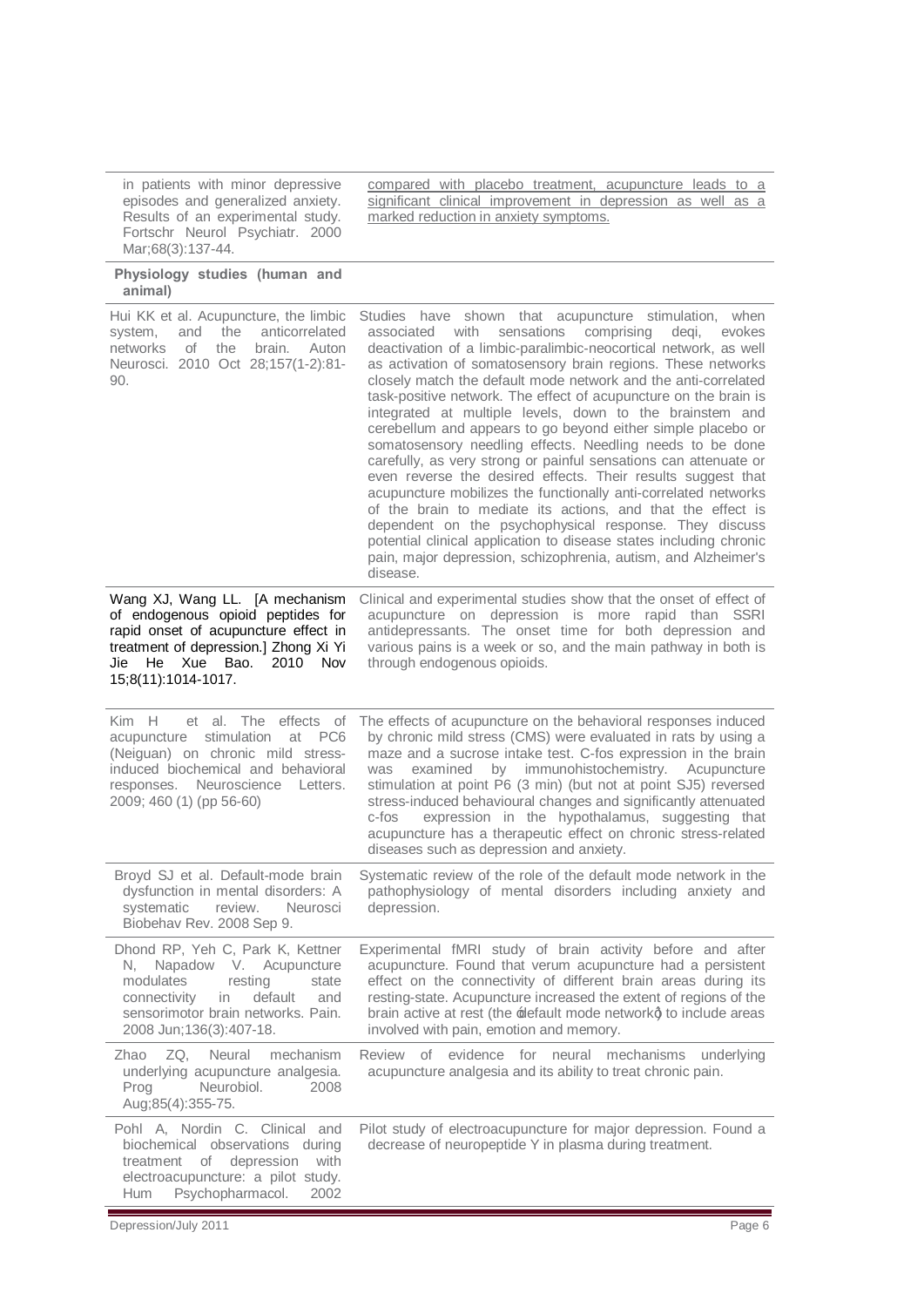| | |
|---|---|
| in patients with minor depressive episodes and generalized anxiety. Results of an experimental study. Fortschr Neurol Psychiatr. 2000 Mar;68(3):137-44. | compared with placebo treatment, acupuncture leads to a significant clinical improvement in depression as well as a marked reduction in anxiety symptoms. |
| **Physiology studies (human and animal)** | |
| Hui KK et al. Acupuncture, the limbic system, and the anticorrelated networks of the brain. Auton Neurosci. 2010 Oct 28;157(1-2):81-90. | Studies have shown that acupuncture stimulation, when associated with sensations comprising deqi, evokes deactivation of a limbic-paralimbic-neocortical network, as well as activation of somatosensory brain regions. These networks closely match the default mode network and the anti-correlated task-positive network. The effect of acupuncture on the brain is integrated at multiple levels, down to the brainstem and cerebellum and appears to go beyond either simple placebo or somatosensory needling effects. Needling needs to be done carefully, as very strong or painful sensations can attenuate or even reverse the desired effects. Their results suggest that acupuncture mobilizes the functionally anti-correlated networks of the brain to mediate its actions, and that the effect is dependent on the psychophysical response. They discuss potential clinical application to disease states including chronic pain, major depression, schizophrenia, autism, and Alzheimer's disease. |
| Wang XJ, Wang LL. [A mechanism of endogenous opioid peptides for rapid onset of acupuncture effect in treatment of depression.] Zhong Xi Yi Jie He Xue Bao. 2010 Nov 15;8(11):1014-1017. | Clinical and experimental studies show that the onset of effect of acupuncture on depression is more rapid than SSRI antidepressants. The onset time for both depression and various pains is a week or so, and the main pathway in both is through endogenous opioids. |
| Kim H et al. The effects of acupuncture stimulation at PC6 (Neiguan) on chronic mild stress-induced biochemical and behavioral responses. Neuroscience Letters. 2009; 460 (1) (pp 56-60) | The effects of acupuncture on the behavioral responses induced by chronic mild stress (CMS) were evaluated in rats by using a maze and a sucrose intake test. C-fos expression in the brain was examined by immunohistochemistry. Acupuncture stimulation at point P6 (3 min) (but not at point SJ5) reversed stress-induced behavioural changes and significantly attenuated c-fos expression in the hypothalamus, suggesting that acupuncture has a therapeutic effect on chronic stress-related diseases such as depression and anxiety. |
| Broyd SJ et al. Default-mode brain dysfunction in mental disorders: A systematic review. Neurosci Biobehav Rev. 2008 Sep 9. | Systematic review of the role of the default mode network in the pathophysiology of mental disorders including anxiety and depression. |
| Dhond RP, Yeh C, Park K, Kettner N, Napadow V. Acupuncture modulates resting state connectivity in default and sensorimotor brain networks. Pain. 2008 Jun;136(3):407-18. | Experimental fMRI study of brain activity before and after acupuncture. Found that verum acupuncture had a persistent effect on the connectivity of different brain areas during its resting-state. Acupuncture increased the extent of regions of the brain active at rest (the 'default mode network') to include areas involved with pain, emotion and memory. |
| Zhao ZQ, Neural mechanism underlying acupuncture analgesia. Prog Neurobiol. 2008 Aug;85(4):355-75. | Review of evidence for neural mechanisms underlying acupuncture analgesia and its ability to treat chronic pain. |
| Pohl A, Nordin C. Clinical and biochemical observations during treatment of depression with electroacupuncture: a pilot study. Hum Psychopharmacol. 2002 | Pilot study of electroacupuncture for major depression. Found a decrease of neuropeptide Y in plasma during treatment. |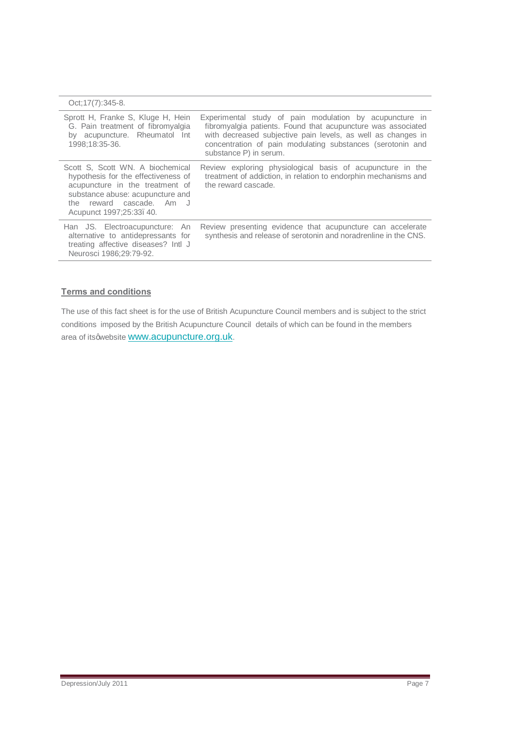| | |
|---|---|
| Oct;17(7):345-8. | |
| Sprott H, Franke S, Kluge H, Hein G. Pain treatment of fibromyalgia by acupuncture. Rheumatol Int 1998;18:35-36. | Experimental study of pain modulation by acupuncture in fibromyalgia patients. Found that acupuncture was associated with decreased subjective pain levels, as well as changes in concentration of pain modulating substances (serotonin and substance P) in serum. |
| Scott S, Scott WN. A biochemical hypothesis for the effectiveness of acupuncture in the treatment of substance abuse: acupuncture and the reward cascade. Am J Acupunct 1997;25:33ï 40. | Review exploring physiological basis of acupuncture in the treatment of addiction, in relation to endorphin mechanisms and the reward cascade. |
| Han JS. Electroacupuncture: An alternative to antidepressants for treating affective diseases? Intl J Neurosci 1986;29:79-92. | Review presenting evidence that acupuncture can accelerate synthesis and release of serotonin and noradrenline in the CNS. |

## Terms and conditions

The use of this fact sheet is for the use of British Acupuncture Council members and is subject to the strict conditions imposed by the British Acupuncture Council details of which can be found in the members area of itsg website www.acupuncture.org.uk.